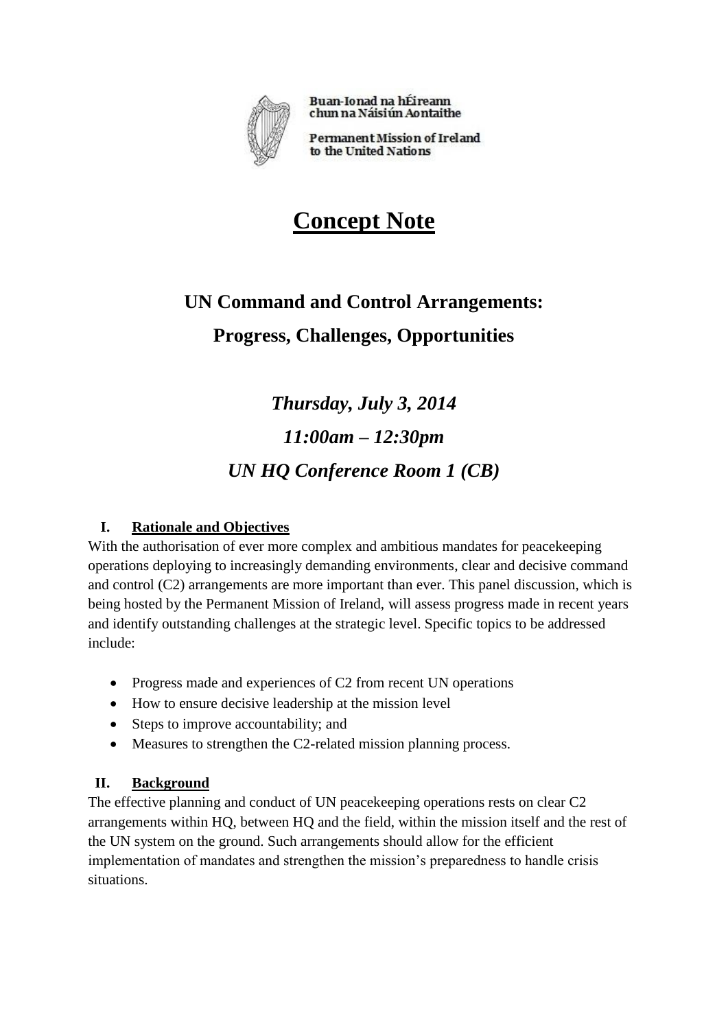Buan-Ionad na hÉireann
chun na Náisiún Aontaithe

Permanent Mission of Ireland
to the United Nations

# Concept Note

## UN Command and Control Arrangements:
## Progress, Challenges, Opportunities

***Thursday, July 3, 2014***

***11:00am – 12:30pm***

***UN HQ Conference Room 1 (CB)***

### I. Rationale and Objectives

With the authorisation of ever more complex and ambitious mandates for peacekeeping operations deploying to increasingly demanding environments, clear and decisive command and control (C2) arrangements are more important than ever. This panel discussion, which is being hosted by the Permanent Mission of Ireland, will assess progress made in recent years and identify outstanding challenges at the strategic level. Specific topics to be addressed include:

- Progress made and experiences of C2 from recent UN operations
- How to ensure decisive leadership at the mission level
- Steps to improve accountability; and
- Measures to strengthen the C2-related mission planning process.

### II. Background

The effective planning and conduct of UN peacekeeping operations rests on clear C2 arrangements within HQ, between HQ and the field, within the mission itself and the rest of the UN system on the ground. Such arrangements should allow for the efficient implementation of mandates and strengthen the mission's preparedness to handle crisis situations.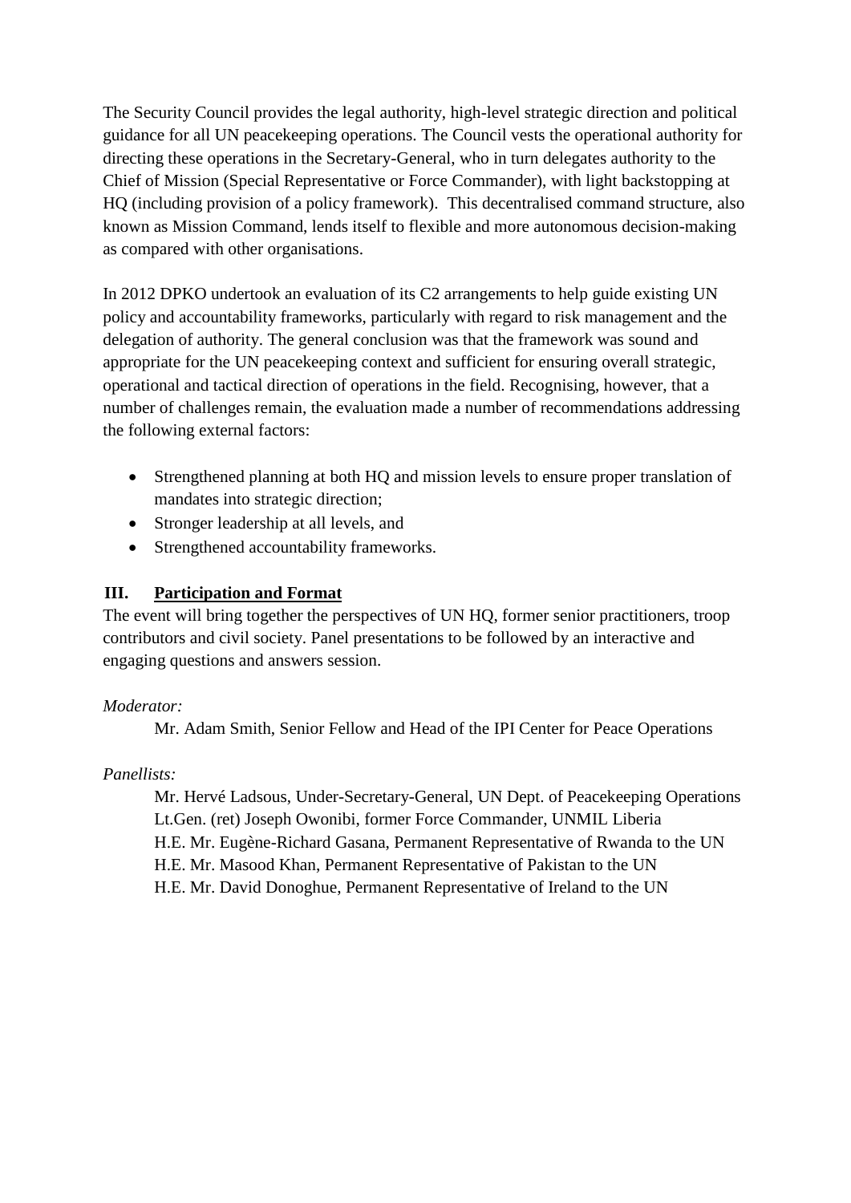The Security Council provides the legal authority, high-level strategic direction and political guidance for all UN peacekeeping operations. The Council vests the operational authority for directing these operations in the Secretary-General, who in turn delegates authority to the Chief of Mission (Special Representative or Force Commander), with light backstopping at HQ (including provision of a policy framework). This decentralised command structure, also known as Mission Command, lends itself to flexible and more autonomous decision-making as compared with other organisations.

In 2012 DPKO undertook an evaluation of its C2 arrangements to help guide existing UN policy and accountability frameworks, particularly with regard to risk management and the delegation of authority. The general conclusion was that the framework was sound and appropriate for the UN peacekeeping context and sufficient for ensuring overall strategic, operational and tactical direction of operations in the field. Recognising, however, that a number of challenges remain, the evaluation made a number of recommendations addressing the following external factors:

- Strengthened planning at both HQ and mission levels to ensure proper translation of mandates into strategic direction;
- Stronger leadership at all levels, and
- Strengthened accountability frameworks.

## III. <u>Participation and Format</u>

The event will bring together the perspectives of UN HQ, former senior practitioners, troop contributors and civil society. Panel presentations to be followed by an interactive and engaging questions and answers session.

*Moderator:*

Mr. Adam Smith, Senior Fellow and Head of the IPI Center for Peace Operations

*Panellists:*

Mr. Hervé Ladsous, Under-Secretary-General, UN Dept. of Peacekeeping Operations
Lt.Gen. (ret) Joseph Owonibi, former Force Commander, UNMIL Liberia
H.E. Mr. Eugène-Richard Gasana, Permanent Representative of Rwanda to the UN
H.E. Mr. Masood Khan, Permanent Representative of Pakistan to the UN
H.E. Mr. David Donoghue, Permanent Representative of Ireland to the UN